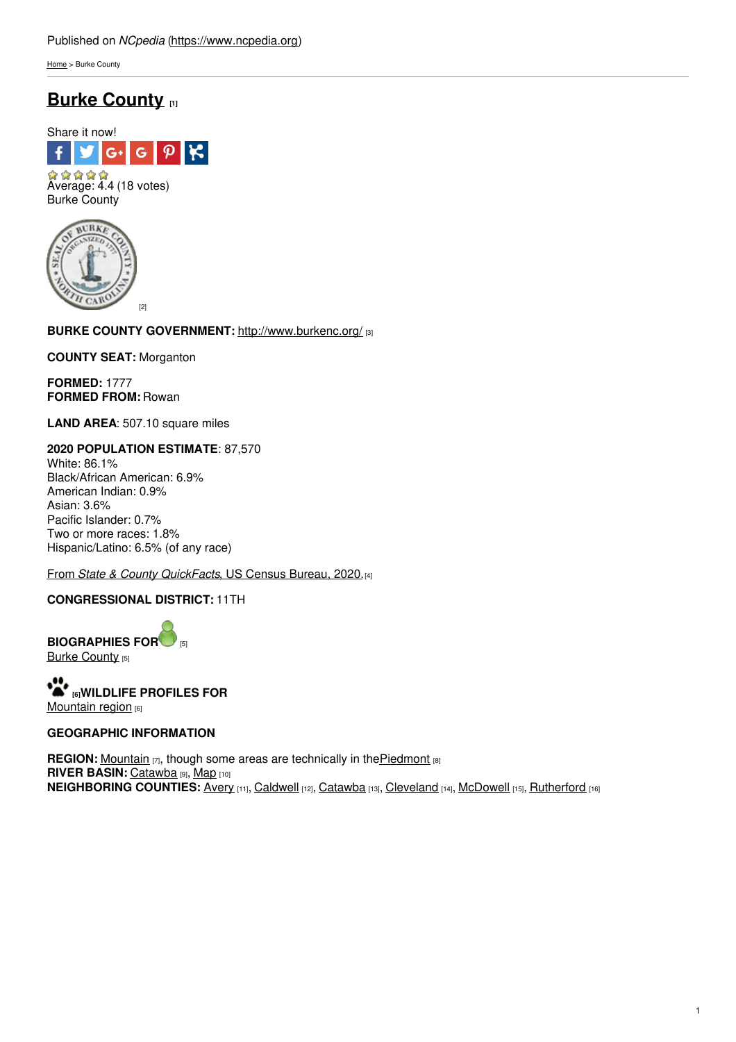Published on *NCpedia* (https://www.ncpedia.org)

Home > Burke County

# Burke County [1]

Share it now!

Average: 4.4 (18 votes)

Burke County

[2]

**BURKE COUNTY GOVERNMENT:** http://www.burkenc.org/ [3]

**COUNTY SEAT:** Morganton

**FORMED:** 1777
**FORMED FROM:** Rowan

**LAND AREA**: 507.10 square miles

**2020 POPULATION ESTIMATE**: 87,570
White: 86.1%
Black/African American: 6.9%
American Indian: 0.9%
Asian: 3.6%
Pacific Islander: 0.7%
Two or more races: 1.8%
Hispanic/Latino: 6.5% (of any race)

From *State & County QuickFacts*, US Census Bureau, 2020. [4]

**CONGRESSIONAL DISTRICT:** 11TH

**BIOGRAPHIES FOR** [5]
Burke County [5]

[6]**WILDLIFE PROFILES FOR**
Mountain region [6]

**GEOGRAPHIC INFORMATION**

**REGION:** Mountain [7], though some areas are technically in the Piedmont [8]
**RIVER BASIN:** Catawba [9], Map [10]
**NEIGHBORING COUNTIES:** Avery [11], Caldwell [12], Catawba [13], Cleveland [14], McDowell [15], Rutherford [16]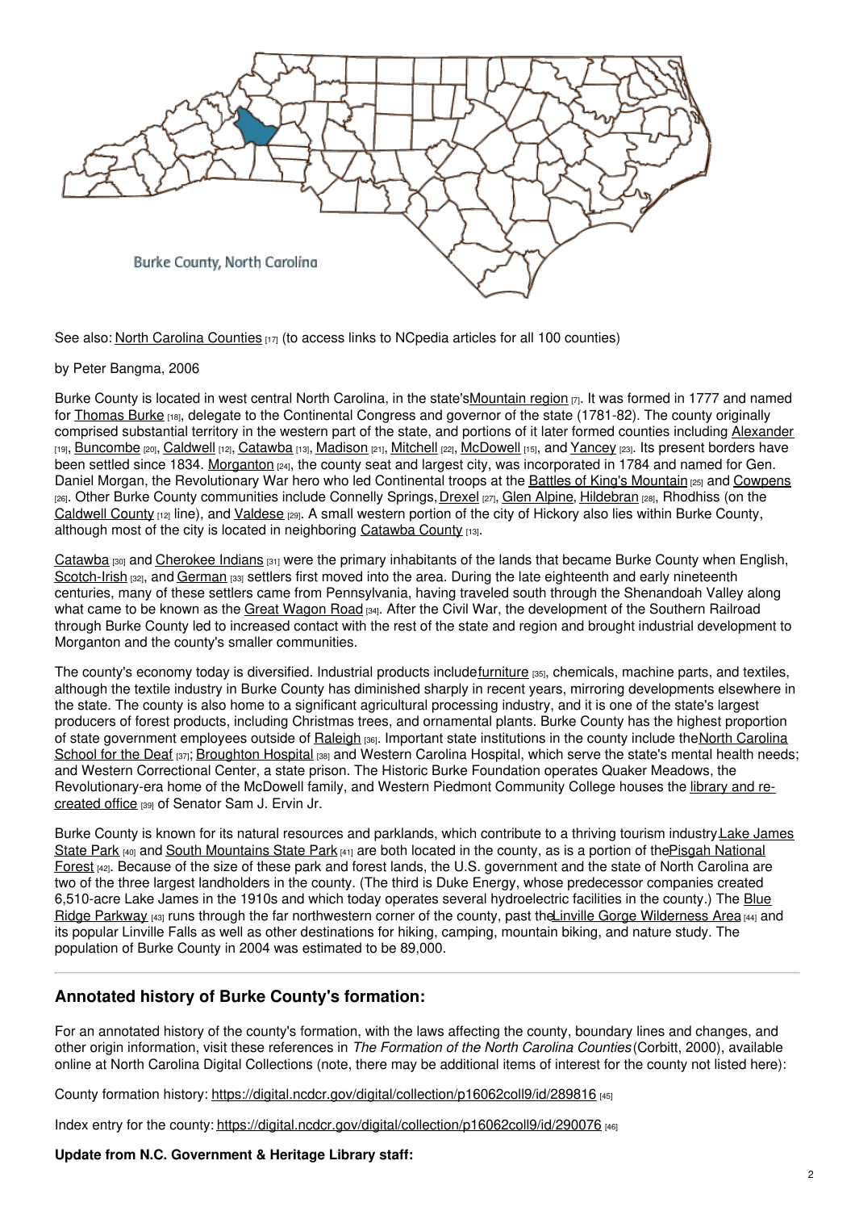Burke County, North Carolina

See also: North Carolina Counties [17] (to access links to NCpedia articles for all 100 counties)

by Peter Bangma, 2006

Burke County is located in west central North Carolina, in the state's Mountain region [7]. It was formed in 1777 and named for Thomas Burke [18], delegate to the Continental Congress and governor of the state (1781-82). The county originally comprised substantial territory in the western part of the state, and portions of it later formed counties including Alexander [19], Buncombe [20], Caldwell [12], Catawba [13], Madison [21], Mitchell [22], McDowell [15], and Yancey [23]. Its present borders have been settled since 1834. Morganton [24], the county seat and largest city, was incorporated in 1784 and named for Gen. Daniel Morgan, the Revolutionary War hero who led Continental troops at the Battles of King's Mountain [25] and Cowpens [26]. Other Burke County communities include Connelly Springs, Drexel [27], Glen Alpine, Hildebran [28], Rhodhiss (on the Caldwell County [12] line), and Valdese [29]. A small western portion of the city of Hickory also lies within Burke County, although most of the city is located in neighboring Catawba County [13].

Catawba [30] and Cherokee Indians [31] were the primary inhabitants of the lands that became Burke County when English, Scotch-Irish [32], and German [33] settlers first moved into the area. During the late eighteenth and early nineteenth centuries, many of these settlers came from Pennsylvania, having traveled south through the Shenandoah Valley along what came to be known as the Great Wagon Road [34]. After the Civil War, the development of the Southern Railroad through Burke County led to increased contact with the rest of the state and region and brought industrial development to Morganton and the county's smaller communities.

The county's economy today is diversified. Industrial products include furniture [35], chemicals, machine parts, and textiles, although the textile industry in Burke County has diminished sharply in recent years, mirroring developments elsewhere in the state. The county is also home to a significant agricultural processing industry, and it is one of the state's largest producers of forest products, including Christmas trees, and ornamental plants. Burke County has the highest proportion of state government employees outside of Raleigh [36]. Important state institutions in the county include the North Carolina School for the Deaf [37]; Broughton Hospital [38] and Western Carolina Hospital, which serve the state's mental health needs; and Western Correctional Center, a state prison. The Historic Burke Foundation operates Quaker Meadows, the Revolutionary-era home of the McDowell family, and Western Piedmont Community College houses the library and re-created office [39] of Senator Sam J. Ervin Jr.

Burke County is known for its natural resources and parklands, which contribute to a thriving tourism industry. Lake James State Park [40] and South Mountains State Park [41] are both located in the county, as is a portion of the Pisgah National Forest [42]. Because of the size of these park and forest lands, the U.S. government and the state of North Carolina are two of the three largest landholders in the county. (The third is Duke Energy, whose predecessor companies created 6,510-acre Lake James in the 1910s and which today operates several hydroelectric facilities in the county.) The Blue Ridge Parkway [43] runs through the far northwestern corner of the county, past the Linville Gorge Wilderness Area [44] and its popular Linville Falls as well as other destinations for hiking, camping, mountain biking, and nature study. The population of Burke County in 2004 was estimated to be 89,000.

## Annotated history of Burke County's formation:

For an annotated history of the county's formation, with the laws affecting the county, boundary lines and changes, and other origin information, visit these references in *The Formation of the North Carolina Counties* (Corbitt, 2000), available online at North Carolina Digital Collections (note, there may be additional items of interest for the county not listed here):

County formation history: https://digital.ncdcr.gov/digital/collection/p16062coll9/id/289816 [45]

Index entry for the county: https://digital.ncdcr.gov/digital/collection/p16062coll9/id/290076 [46]

**Update from N.C. Government & Heritage Library staff:**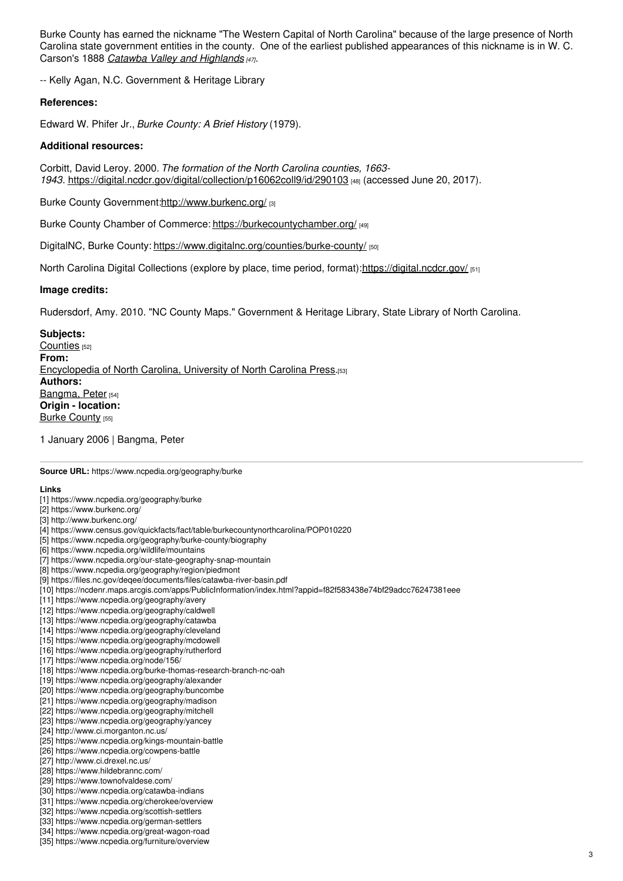Burke County has earned the nickname "The Western Capital of North Carolina" because of the large presence of North Carolina state government entities in the county. One of the earliest published appearances of this nickname is in W. C. Carson's 1888 *[Catawba Valley and Highlands](#)* [47].

-- Kelly Agan, N.C. Government & Heritage Library

**References:**

Edward W. Phifer Jr., *Burke County: A Brief History* (1979).

**Additional resources:**

Corbitt, David Leroy. 2000. *The formation of the North Carolina counties, 1663-1943*. https://digital.ncdcr.gov/digital/collection/p16062coll9/id/290103 [48] (accessed June 20, 2017).

Burke County Government: http://www.burkenc.org/ [3]

Burke County Chamber of Commerce: https://burkecountychamber.org/ [49]

DigitalNC, Burke County: https://www.digitalnc.org/counties/burke-county/ [50]

North Carolina Digital Collections (explore by place, time period, format): https://digital.ncdcr.gov/ [51]

**Image credits:**

Rudersdorf, Amy. 2010. "NC County Maps." Government & Heritage Library, State Library of North Carolina.

**Subjects:**
Counties [52]
**From:**
Encyclopedia of North Carolina, University of North Carolina Press. [53]
**Authors:**
Bangma, Peter [54]
**Origin - location:**
Burke County [55]

1 January 2006 | Bangma, Peter

---

**Source URL:** https://www.ncpedia.org/geography/burke

**Links**

[1] https://www.ncpedia.org/geography/burke
[2] https://www.burkenc.org/
[3] http://www.burkenc.org/
[4] https://www.census.gov/quickfacts/fact/table/burkecountynorthcarolina/POP010220
[5] https://www.ncpedia.org/geography/burke-county/biography
[6] https://www.ncpedia.org/wildlife/mountains
[7] https://www.ncpedia.org/our-state-geography-snap-mountain
[8] https://www.ncpedia.org/geography/region/piedmont
[9] https://files.nc.gov/deqee/documents/files/catawba-river-basin.pdf
[10] https://ncdenr.maps.arcgis.com/apps/PublicInformation/index.html?appid=f82f583438e74bf29adcc76247381eee
[11] https://www.ncpedia.org/geography/avery
[12] https://www.ncpedia.org/geography/caldwell
[13] https://www.ncpedia.org/geography/catawba
[14] https://www.ncpedia.org/geography/cleveland
[15] https://www.ncpedia.org/geography/mcdowell
[16] https://www.ncpedia.org/geography/rutherford
[17] https://www.ncpedia.org/node/156/
[18] https://www.ncpedia.org/burke-thomas-research-branch-nc-oah
[19] https://www.ncpedia.org/geography/alexander
[20] https://www.ncpedia.org/geography/buncombe
[21] https://www.ncpedia.org/geography/madison
[22] https://www.ncpedia.org/geography/mitchell
[23] https://www.ncpedia.org/geography/yancey
[24] http://www.ci.morganton.nc.us/
[25] https://www.ncpedia.org/kings-mountain-battle
[26] https://www.ncpedia.org/cowpens-battle
[27] http://www.ci.drexel.nc.us/
[28] https://www.hildebrannc.com/
[29] https://www.townofvaldese.com/
[30] https://www.ncpedia.org/catawba-indians
[31] https://www.ncpedia.org/cherokee/overview
[32] https://www.ncpedia.org/scottish-settlers
[33] https://www.ncpedia.org/german-settlers
[34] https://www.ncpedia.org/great-wagon-road
[35] https://www.ncpedia.org/furniture/overview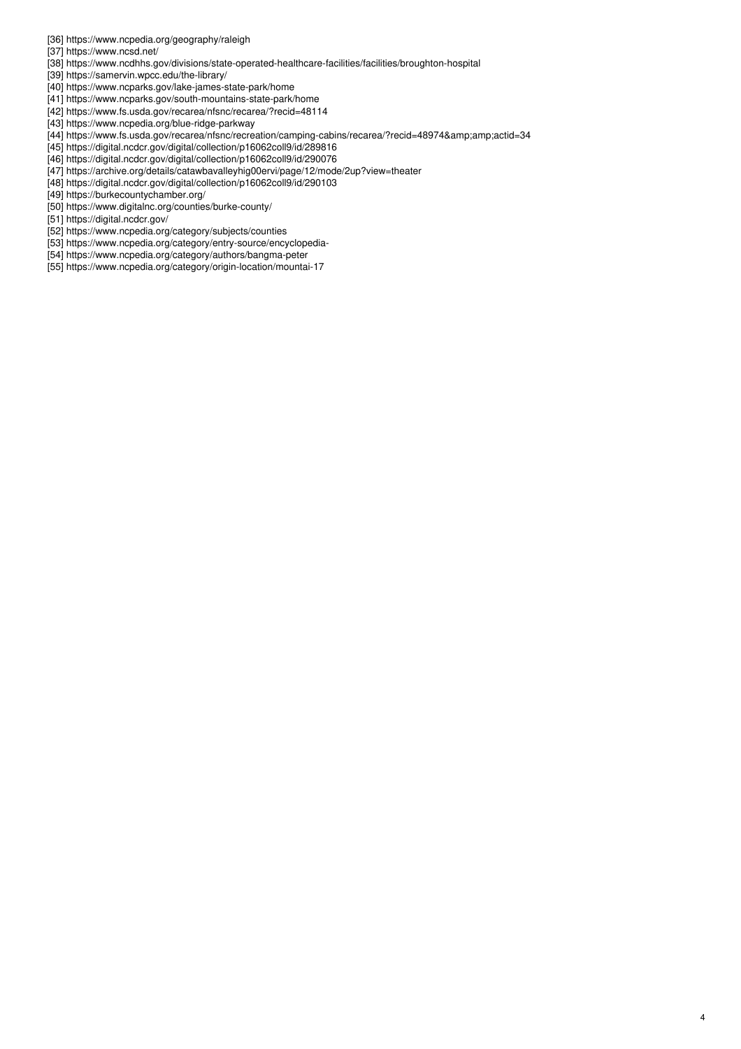[36] https://www.ncpedia.org/geography/raleigh
[37] https://www.ncsd.net/
[38] https://www.ncdhhs.gov/divisions/state-operated-healthcare-facilities/facilities/broughton-hospital
[39] https://samervin.wpcc.edu/the-library/
[40] https://www.ncparks.gov/lake-james-state-park/home
[41] https://www.ncparks.gov/south-mountains-state-park/home
[42] https://www.fs.usda.gov/recarea/nfsnc/recarea/?recid=48114
[43] https://www.ncpedia.org/blue-ridge-parkway
[44] https://www.fs.usda.gov/recarea/nfsnc/recreation/camping-cabins/recarea/?recid=48974&amp;amp;actid=34
[45] https://digital.ncdcr.gov/digital/collection/p16062coll9/id/289816
[46] https://digital.ncdcr.gov/digital/collection/p16062coll9/id/290076
[47] https://archive.org/details/catawbavalleyhig00ervi/page/12/mode/2up?view=theater
[48] https://digital.ncdcr.gov/digital/collection/p16062coll9/id/290103
[49] https://burkecountychamber.org/
[50] https://www.digitalnc.org/counties/burke-county/
[51] https://digital.ncdcr.gov/
[52] https://www.ncpedia.org/category/subjects/counties
[53] https://www.ncpedia.org/category/entry-source/encyclopedia-
[54] https://www.ncpedia.org/category/authors/bangma-peter
[55] https://www.ncpedia.org/category/origin-location/mountai-17